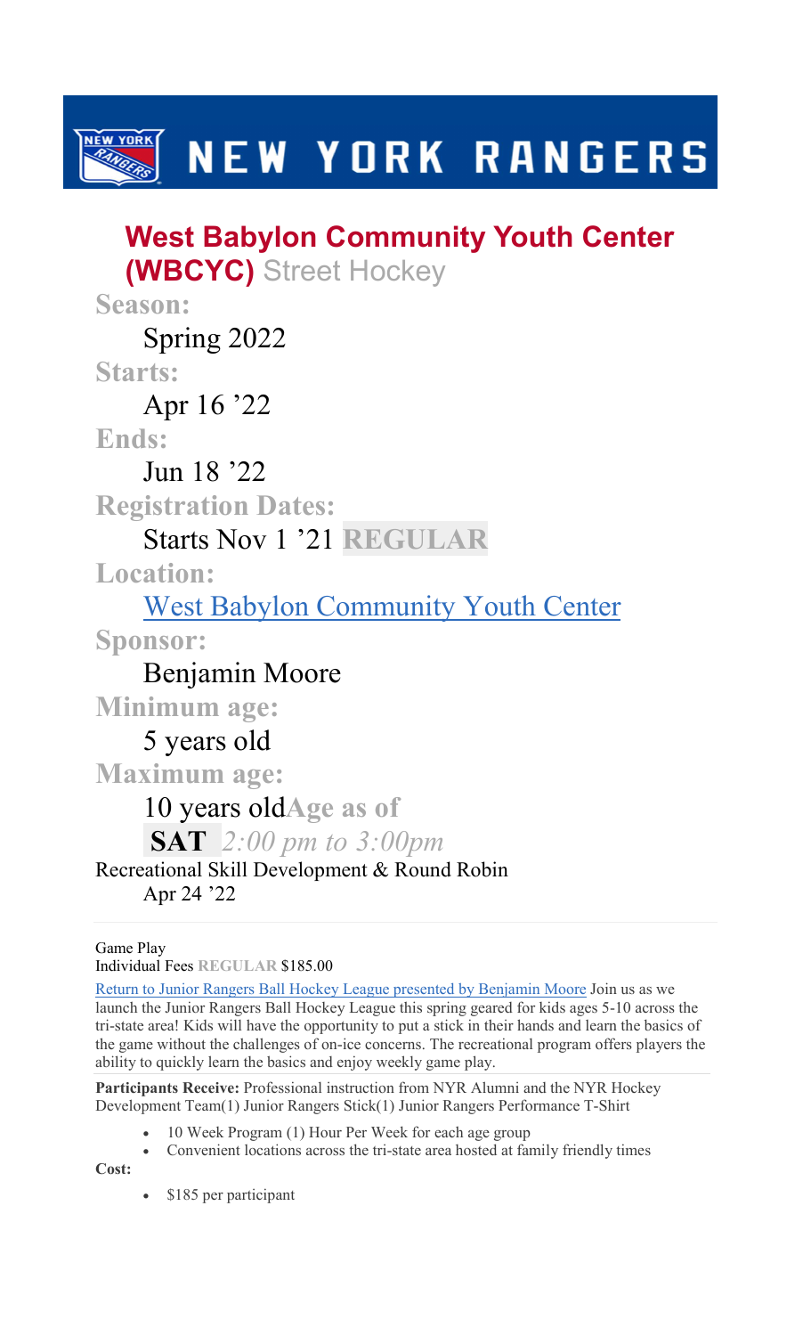# NEW YORK RANGERS

## West Babylon Community Youth Center (WBCYC) Street Hockey

**Season:**

Spring 2022

**Starts:**

Apr 16 ’22

**Ends:**

Jun 18 ’22

**Registration Dates:**

Starts Nov 1 ’21 **REGULAR**

**Location:**

[West Babylon Community Youth Center]

**Sponsor:**

Benjamin Moore

**Minimum age:**

5 years old

**Maximum age:**

10 years old**Age as of**

**SAT** *2:00 pm to 3:00pm*

Recreational Skill Development & Round Robin

Apr 24 ’22

---

Game Play

Individual Fees **REGULAR** $185.00

[Return to Junior Rangers Ball Hockey League presented by Benjamin Moore] Join us as we launch the Junior Rangers Ball Hockey League this spring geared for kids ages 5-10 across the tri-state area! Kids will have the opportunity to put a stick in their hands and learn the basics of the game without the challenges of on-ice concerns. The recreational program offers players the ability to quickly learn the basics and enjoy weekly game play.

---

**Participants Receive:** Professional instruction from NYR Alumni and the NYR Hockey Development Team(1) Junior Rangers Stick(1) Junior Rangers Performance T-Shirt

- 10 Week Program (1) Hour Per Week for each age group
- Convenient locations across the tri-state area hosted at family friendly times

**Cost:**

- $185 per participant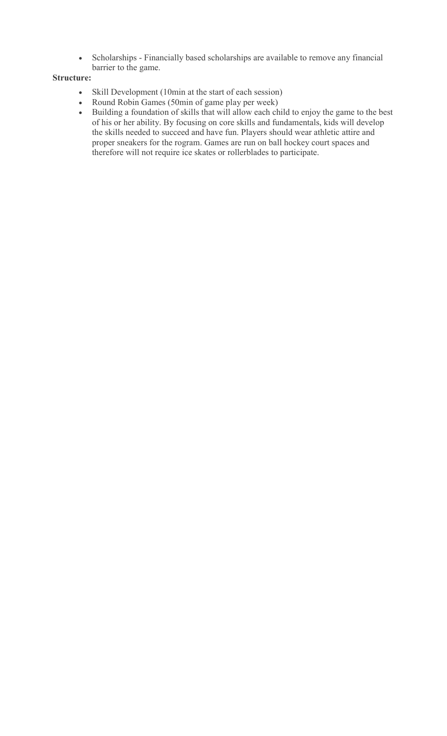- Scholarships - Financially based scholarships are available to remove any financial barrier to the game.

**Structure:**

- Skill Development (10min at the start of each session)
- Round Robin Games (50min of game play per week)
- Building a foundation of skills that will allow each child to enjoy the game to the best of his or her ability. By focusing on core skills and fundamentals, kids will develop the skills needed to succeed and have fun. Players should wear athletic attire and proper sneakers for the rogram. Games are run on ball hockey court spaces and therefore will not require ice skates or rollerblades to participate.